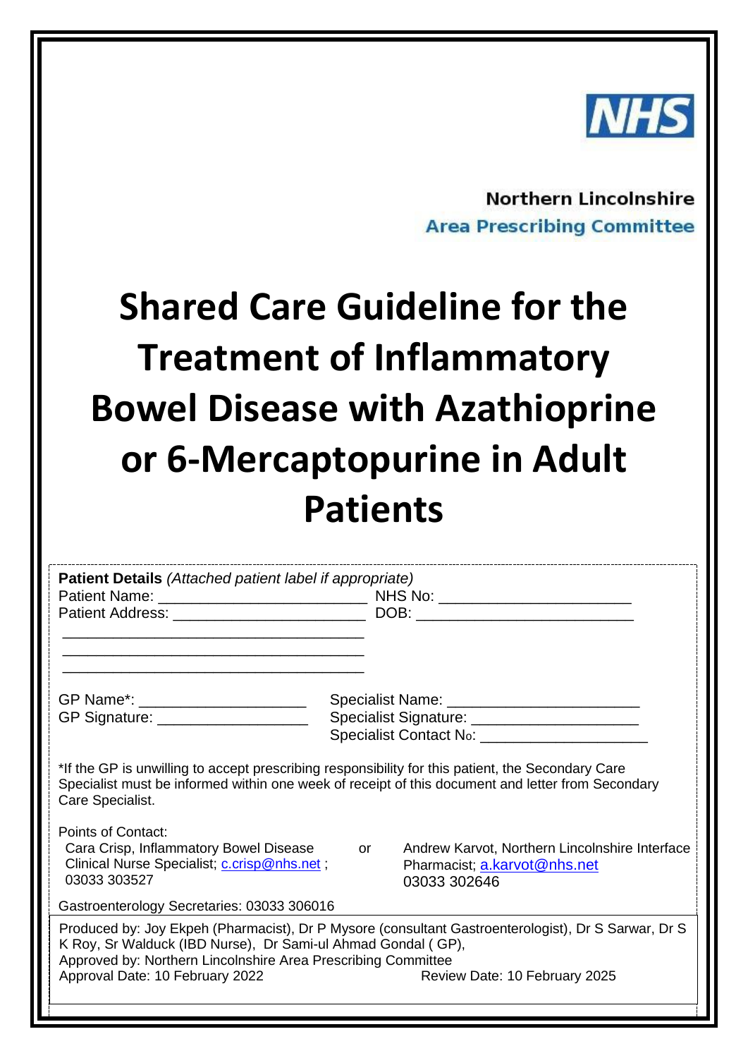NHS

**Northern Lincolnshire**
**Area Prescribing Committee**

# Shared Care Guideline for the Treatment of Inflammatory Bowel Disease with Azathioprine or 6-Mercaptopurine in Adult Patients

**Patient Details** *(Attached patient label if appropriate)*

Patient Name: ________________________ NHS No: ______________________
Patient Address: ______________________ DOB: __________________________
____________________________________
____________________________________
____________________________________

GP Name*: ____________________ Specialist Name: ______________________
GP Signature: _________________ Specialist Signature: ___________________
Specialist Contact No: ___________________

*If the GP is unwilling to accept prescribing responsibility for this patient, the Secondary Care Specialist must be informed within one week of receipt of this document and letter from Secondary Care Specialist.

Points of Contact:

Cara Crisp, Inflammatory Bowel Disease Clinical Nurse Specialist; c.crisp@nhs.net ; 03033 303527

or

Andrew Karvot, Northern Lincolnshire Interface Pharmacist; a.karvot@nhs.net 03033 302646

Gastroenterology Secretaries: 03033 306016

Produced by: Joy Ekpeh (Pharmacist), Dr P Mysore (consultant Gastroenterologist), Dr S Sarwar, Dr S K Roy, Sr Walduck (IBD Nurse), Dr Sami-ul Ahmad Gondal ( GP),
Approved by: Northern Lincolnshire Area Prescribing Committee
Approval Date: 10 February 2022 Review Date: 10 February 2025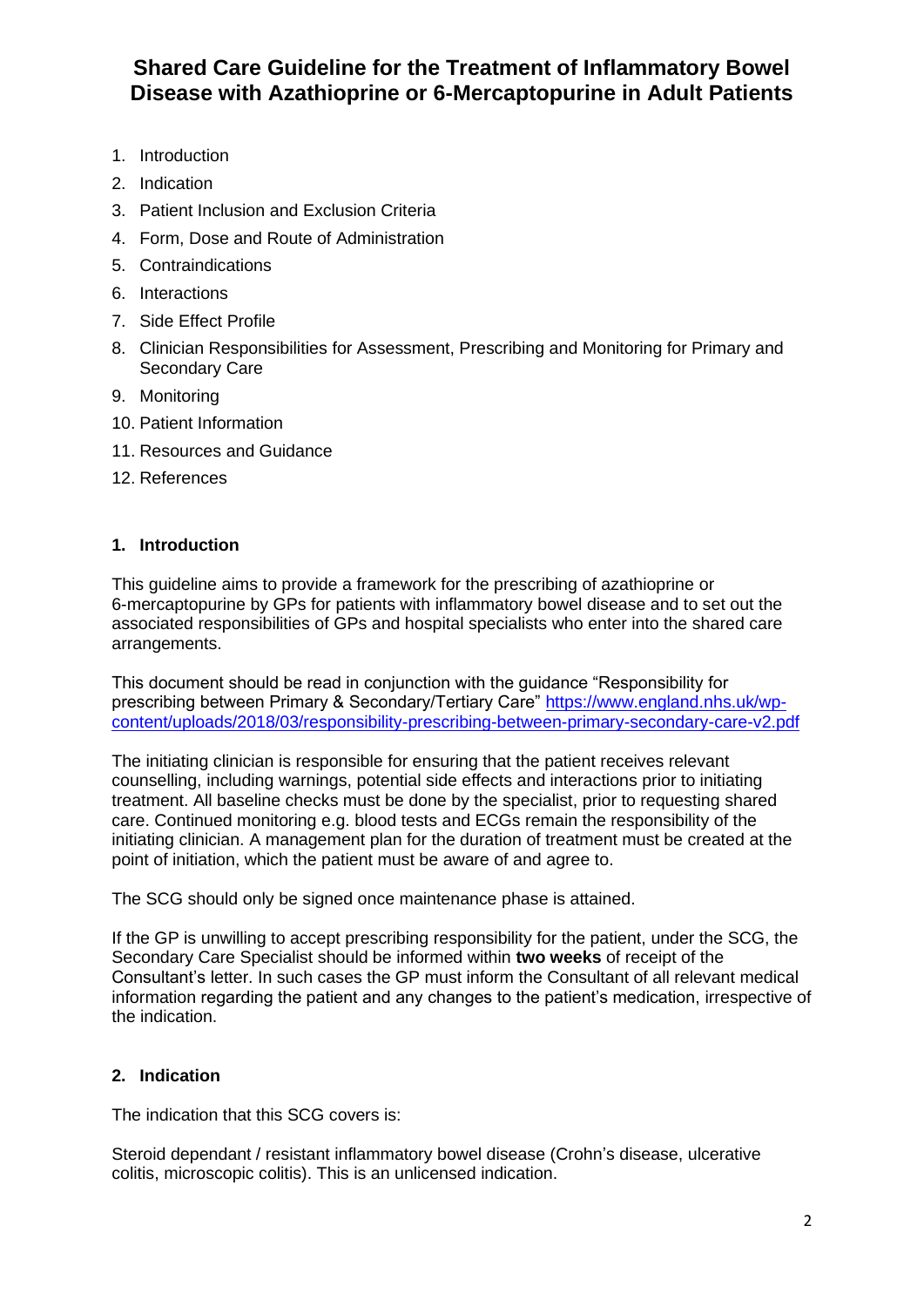# Shared Care Guideline for the Treatment of Inflammatory Bowel Disease with Azathioprine or 6-Mercaptopurine in Adult Patients

1. Introduction
2. Indication
3. Patient Inclusion and Exclusion Criteria
4. Form, Dose and Route of Administration
5. Contraindications
6. Interactions
7. Side Effect Profile
8. Clinician Responsibilities for Assessment, Prescribing and Monitoring for Primary and Secondary Care
9. Monitoring
10. Patient Information
11. Resources and Guidance
12. References

## 1. Introduction

This guideline aims to provide a framework for the prescribing of azathioprine or 6-mercaptopurine by GPs for patients with inflammatory bowel disease and to set out the associated responsibilities of GPs and hospital specialists who enter into the shared care arrangements.

This document should be read in conjunction with the guidance "Responsibility for prescribing between Primary & Secondary/Tertiary Care" https://www.england.nhs.uk/wp-content/uploads/2018/03/responsibility-prescribing-between-primary-secondary-care-v2.pdf

The initiating clinician is responsible for ensuring that the patient receives relevant counselling, including warnings, potential side effects and interactions prior to initiating treatment. All baseline checks must be done by the specialist, prior to requesting shared care. Continued monitoring e.g. blood tests and ECGs remain the responsibility of the initiating clinician. A management plan for the duration of treatment must be created at the point of initiation, which the patient must be aware of and agree to.

The SCG should only be signed once maintenance phase is attained.

If the GP is unwilling to accept prescribing responsibility for the patient, under the SCG, the Secondary Care Specialist should be informed within **two weeks** of receipt of the Consultant's letter. In such cases the GP must inform the Consultant of all relevant medical information regarding the patient and any changes to the patient's medication, irrespective of the indication.

## 2. Indication

The indication that this SCG covers is:

Steroid dependant / resistant inflammatory bowel disease (Crohn's disease, ulcerative colitis, microscopic colitis). This is an unlicensed indication.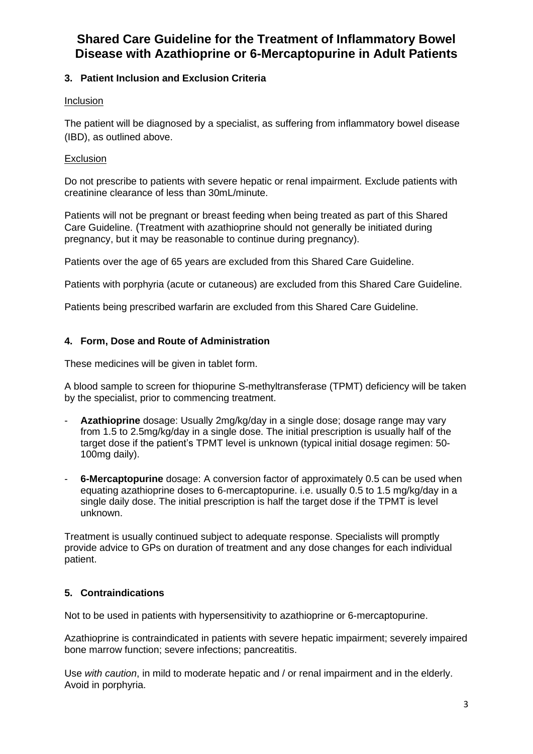# Shared Care Guideline for the Treatment of Inflammatory Bowel Disease with Azathioprine or 6-Mercaptopurine in Adult Patients

## 3. Patient Inclusion and Exclusion Criteria

Inclusion

The patient will be diagnosed by a specialist, as suffering from inflammatory bowel disease (IBD), as outlined above.

Exclusion

Do not prescribe to patients with severe hepatic or renal impairment. Exclude patients with creatinine clearance of less than 30mL/minute.

Patients will not be pregnant or breast feeding when being treated as part of this Shared Care Guideline. (Treatment with azathioprine should not generally be initiated during pregnancy, but it may be reasonable to continue during pregnancy).

Patients over the age of 65 years are excluded from this Shared Care Guideline.

Patients with porphyria (acute or cutaneous) are excluded from this Shared Care Guideline.

Patients being prescribed warfarin are excluded from this Shared Care Guideline.

## 4. Form, Dose and Route of Administration

These medicines will be given in tablet form.

A blood sample to screen for thiopurine S-methyltransferase (TPMT) deficiency will be taken by the specialist, prior to commencing treatment.

- **Azathioprine** dosage: Usually 2mg/kg/day in a single dose; dosage range may vary from 1.5 to 2.5mg/kg/day in a single dose. The initial prescription is usually half of the target dose if the patient's TPMT level is unknown (typical initial dosage regimen: 50-100mg daily).
- **6-Mercaptopurine** dosage: A conversion factor of approximately 0.5 can be used when equating azathioprine doses to 6-mercaptopurine. i.e. usually 0.5 to 1.5 mg/kg/day in a single daily dose. The initial prescription is half the target dose if the TPMT is level unknown.

Treatment is usually continued subject to adequate response. Specialists will promptly provide advice to GPs on duration of treatment and any dose changes for each individual patient.

## 5. Contraindications

Not to be used in patients with hypersensitivity to azathioprine or 6-mercaptopurine.

Azathioprine is contraindicated in patients with severe hepatic impairment; severely impaired bone marrow function; severe infections; pancreatitis.

Use *with caution*, in mild to moderate hepatic and / or renal impairment and in the elderly. Avoid in porphyria.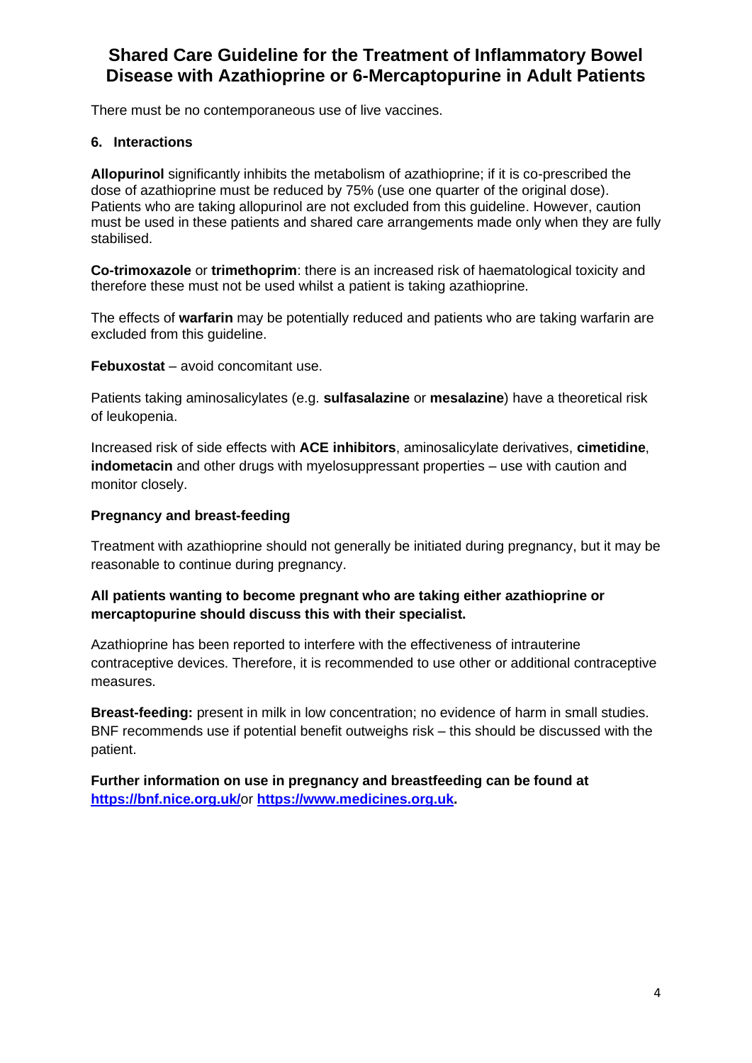There must be no contemporaneous use of live vaccines.

## 6. Interactions

**Allopurinol** significantly inhibits the metabolism of azathioprine; if it is co-prescribed the dose of azathioprine must be reduced by 75% (use one quarter of the original dose). Patients who are taking allopurinol are not excluded from this guideline. However, caution must be used in these patients and shared care arrangements made only when they are fully stabilised.

**Co-trimoxazole** or **trimethoprim**: there is an increased risk of haematological toxicity and therefore these must not be used whilst a patient is taking azathioprine.

The effects of **warfarin** may be potentially reduced and patients who are taking warfarin are excluded from this guideline.

**Febuxostat** – avoid concomitant use.

Patients taking aminosalicylates (e.g. **sulfasalazine** or **mesalazine**) have a theoretical risk of leukopenia.

Increased risk of side effects with **ACE inhibitors**, aminosalicylate derivatives, **cimetidine**, **indometacin** and other drugs with myelosuppressant properties – use with caution and monitor closely.

### Pregnancy and breast-feeding

Treatment with azathioprine should not generally be initiated during pregnancy, but it may be reasonable to continue during pregnancy.

**All patients wanting to become pregnant who are taking either azathioprine or mercaptopurine should discuss this with their specialist.**

Azathioprine has been reported to interfere with the effectiveness of intrauterine contraceptive devices. Therefore, it is recommended to use other or additional contraceptive measures.

**Breast-feeding:** present in milk in low concentration; no evidence of harm in small studies. BNF recommends use if potential benefit outweighs risk – this should be discussed with the patient.

**Further information on use in pregnancy and breastfeeding can be found at [https://bnf.nice.org.uk/](https://bnf.nice.org.uk/)or [https://www.medicines.org.uk](https://www.medicines.org.uk).**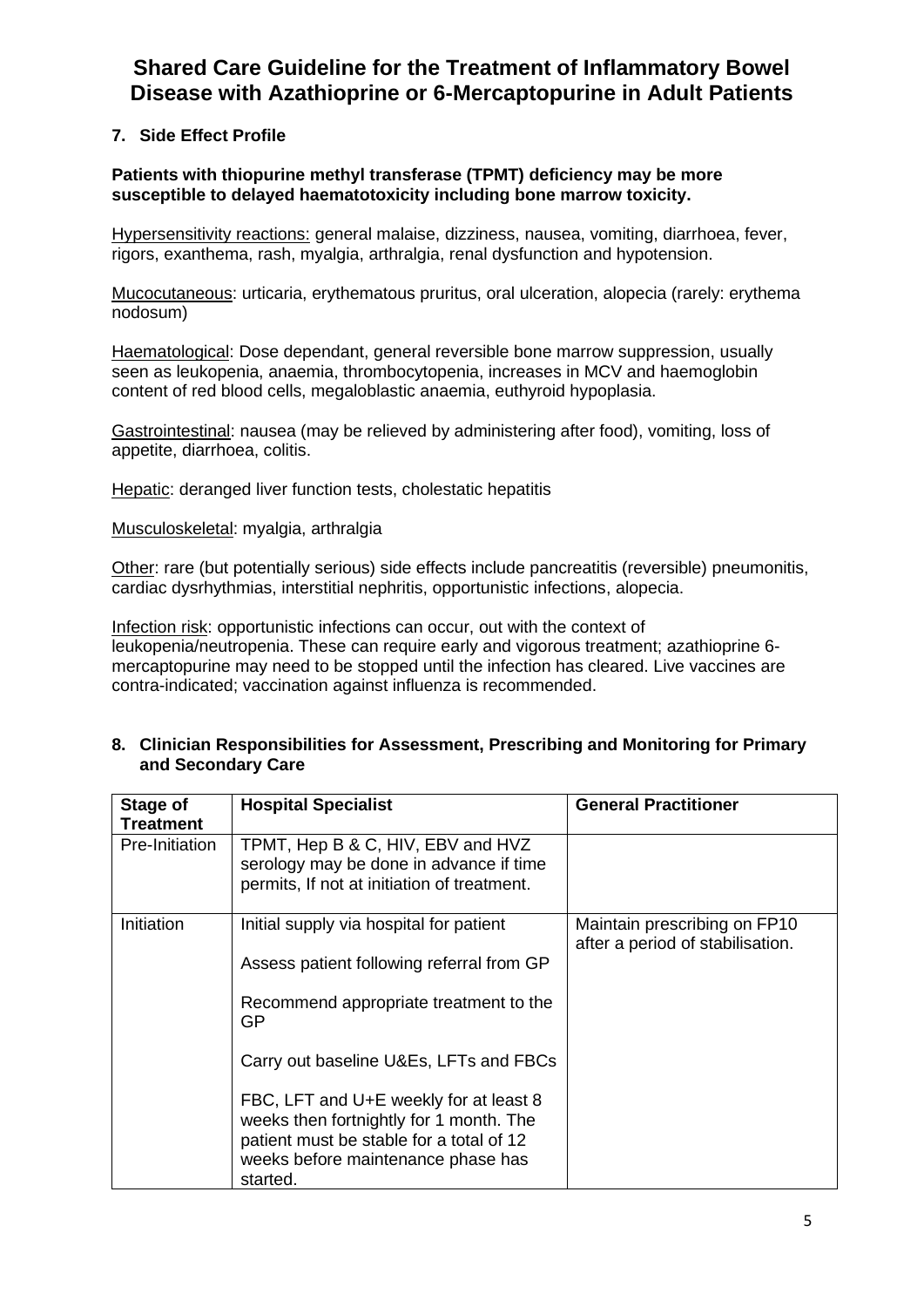## 7. Side Effect Profile

**Patients with thiopurine methyl transferase (TPMT) deficiency may be more susceptible to delayed haematotoxicity including bone marrow toxicity.**

Hypersensitivity reactions: general malaise, dizziness, nausea, vomiting, diarrhoea, fever, rigors, exanthema, rash, myalgia, arthralgia, renal dysfunction and hypotension.

Mucocutaneous: urticaria, erythematous pruritus, oral ulceration, alopecia (rarely: erythema nodosum)

Haematological: Dose dependant, general reversible bone marrow suppression, usually seen as leukopenia, anaemia, thrombocytopenia, increases in MCV and haemoglobin content of red blood cells, megaloblastic anaemia, euthyroid hypoplasia.

Gastrointestinal: nausea (may be relieved by administering after food), vomiting, loss of appetite, diarrhoea, colitis.

Hepatic: deranged liver function tests, cholestatic hepatitis

Musculoskeletal: myalgia, arthralgia

Other: rare (but potentially serious) side effects include pancreatitis (reversible) pneumonitis, cardiac dysrhythmias, interstitial nephritis, opportunistic infections, alopecia.

Infection risk: opportunistic infections can occur, out with the context of leukopenia/neutropenia. These can require early and vigorous treatment; azathioprine 6-mercaptopurine may need to be stopped until the infection has cleared. Live vaccines are contra-indicated; vaccination against influenza is recommended.

## 8. Clinician Responsibilities for Assessment, Prescribing and Monitoring for Primary and Secondary Care

| Stage of Treatment | Hospital Specialist | General Practitioner |
|---|---|---|
| Pre-Initiation | TPMT, Hep B & C, HIV, EBV and HVZ serology may be done in advance if time permits, If not at initiation of treatment. | |
| Initiation | Initial supply via hospital for patient<br><br>Assess patient following referral from GP<br><br>Recommend appropriate treatment to the GP<br><br>Carry out baseline U&Es, LFTs and FBCs<br><br>FBC, LFT and U+E weekly for at least 8 weeks then fortnightly for 1 month. The patient must be stable for a total of 12 weeks before maintenance phase has started. | Maintain prescribing on FP10 after a period of stabilisation. |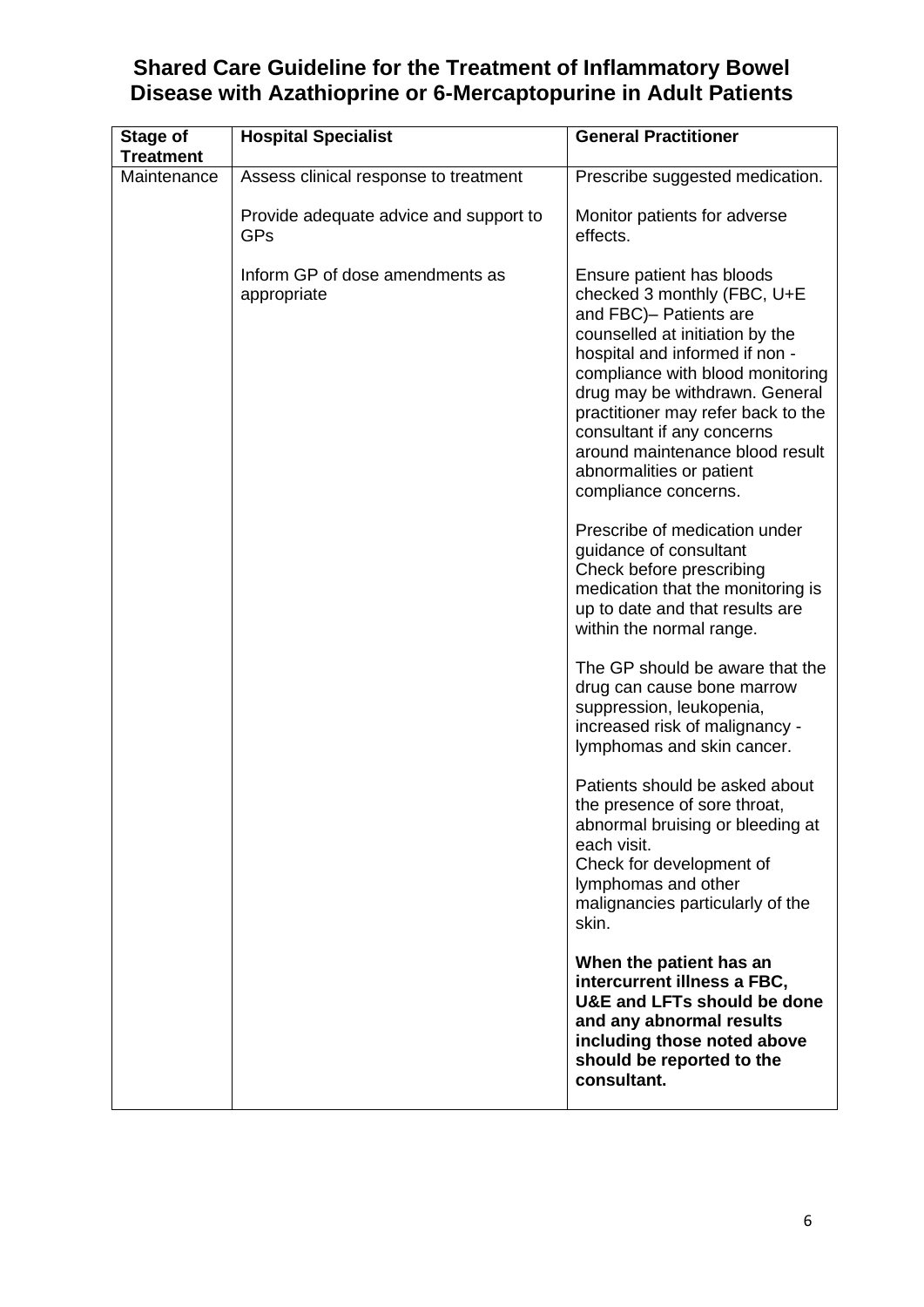## Shared Care Guideline for the Treatment of Inflammatory Bowel Disease with Azathioprine or 6-Mercaptopurine in Adult Patients

| **Stage of Treatment** | **Hospital Specialist** | **General Practitioner** |
|---|---|---|
| Maintenance | Assess clinical response to treatment<br><br>Provide adequate advice and support to GPs<br><br>Inform GP of dose amendments as appropriate | Prescribe suggested medication.<br><br>Monitor patients for adverse effects.<br><br>Ensure patient has bloods checked 3 monthly (FBC, U+E and FBC)– Patients are counselled at initiation by the hospital and informed if non - compliance with blood monitoring drug may be withdrawn. General practitioner may refer back to the consultant if any concerns around maintenance blood result abnormalities or patient compliance concerns.<br><br>Prescribe of medication under guidance of consultant<br>Check before prescribing medication that the monitoring is up to date and that results are within the normal range.<br><br>The GP should be aware that the drug can cause bone marrow suppression, leukopenia, increased risk of malignancy - lymphomas and skin cancer.<br><br>Patients should be asked about the presence of sore throat, abnormal bruising or bleeding at each visit.<br>Check for development of lymphomas and other malignancies particularly of the skin.<br><br>**When the patient has an intercurrent illness a FBC, U&E and LFTs should be done and any abnormal results including those noted above should be reported to the consultant.** |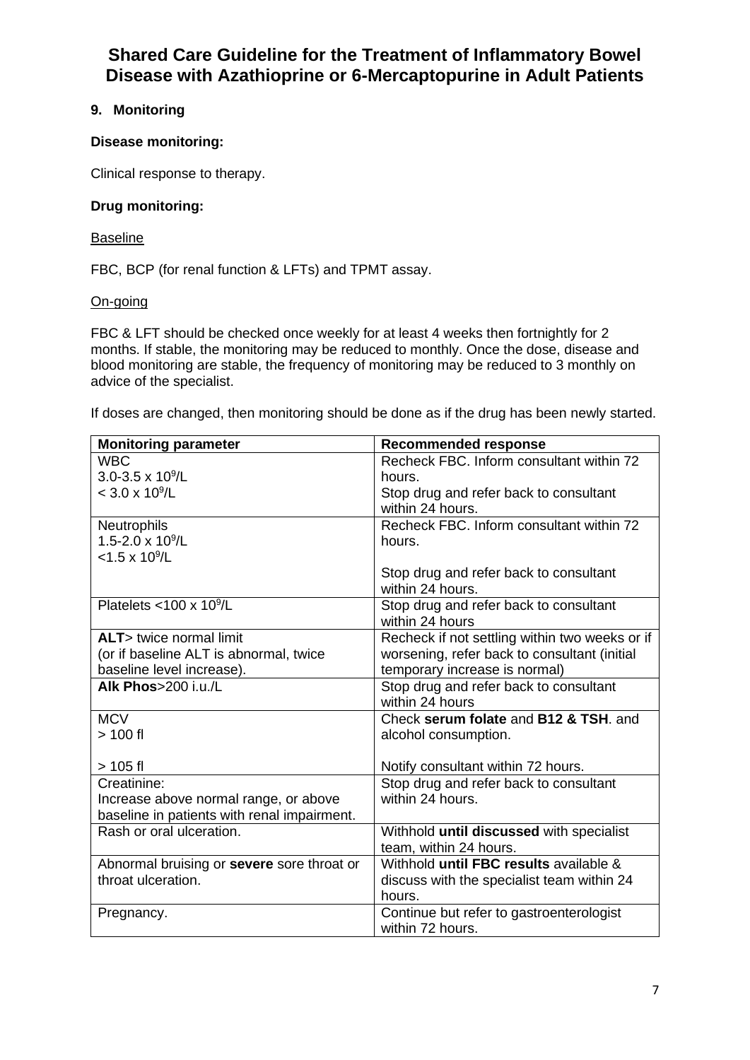# Shared Care Guideline for the Treatment of Inflammatory Bowel Disease with Azathioprine or 6-Mercaptopurine in Adult Patients

## 9. Monitoring

**Disease monitoring:**

Clinical response to therapy.

**Drug monitoring:**

Baseline

FBC, BCP (for renal function & LFTs) and TPMT assay.

On-going

FBC & LFT should be checked once weekly for at least 4 weeks then fortnightly for 2 months. If stable, the monitoring may be reduced to monthly. Once the dose, disease and blood monitoring are stable, the frequency of monitoring may be reduced to 3 monthly on advice of the specialist.

If doses are changed, then monitoring should be done as if the drug has been newly started.

| Monitoring parameter | Recommended response |
|---|---|
| WBC<br>3.0-3.5 x $10^9$/L<br>< 3.0 x $10^9$/L | Recheck FBC. Inform consultant within 72 hours.<br>Stop drug and refer back to consultant within 24 hours. |
| Neutrophils<br>1.5-2.0 x $10^9$/L<br><1.5 x $10^9$/L | Recheck FBC. Inform consultant within 72 hours.<br><br>Stop drug and refer back to consultant within 24 hours. |
| Platelets <100 x $10^9$/L | Stop drug and refer back to consultant within 24 hours |
| **ALT**> twice normal limit<br>(or if baseline ALT is abnormal, twice baseline level increase). | Recheck if not settling within two weeks or if worsening, refer back to consultant (initial temporary increase is normal) |
| **Alk Phos**>200 i.u./L | Stop drug and refer back to consultant within 24 hours |
| MCV<br>> 100 fl<br><br>> 105 fl | Check **serum folate** and **B12 & TSH**. and alcohol consumption.<br><br>Notify consultant within 72 hours. |
| Creatinine:<br>Increase above normal range, or above baseline in patients with renal impairment. | Stop drug and refer back to consultant within 24 hours. |
| Rash or oral ulceration. | Withhold **until discussed** with specialist team, within 24 hours. |
| Abnormal bruising or **severe** sore throat or throat ulceration. | Withhold **until FBC results** available & discuss with the specialist team within 24 hours. |
| Pregnancy. | Continue but refer to gastroenterologist within 72 hours. |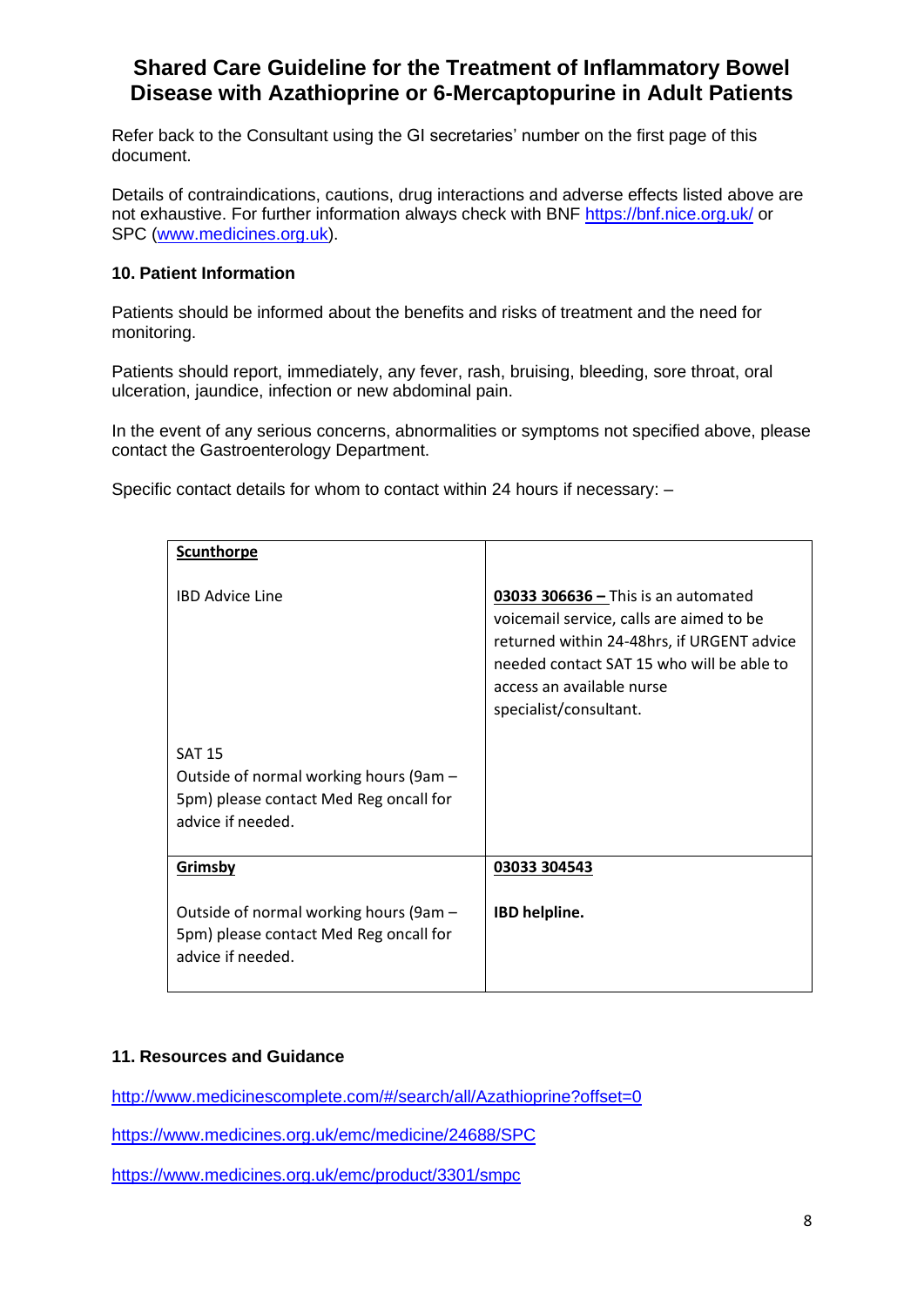## Shared Care Guideline for the Treatment of Inflammatory Bowel Disease with Azathioprine or 6-Mercaptopurine in Adult Patients

Refer back to the Consultant using the GI secretaries' number on the first page of this document.

Details of contraindications, cautions, drug interactions and adverse effects listed above are not exhaustive. For further information always check with BNF https://bnf.nice.org.uk/ or SPC (www.medicines.org.uk).

### 10. Patient Information

Patients should be informed about the benefits and risks of treatment and the need for monitoring.

Patients should report, immediately, any fever, rash, bruising, bleeding, sore throat, oral ulceration, jaundice, infection or new abdominal pain.

In the event of any serious concerns, abnormalities or symptoms not specified above, please contact the Gastroenterology Department.

Specific contact details for whom to contact within 24 hours if necessary: –

| **Scunthorpe**<br><br>IBD Advice Line<br><br>SAT 15<br>Outside of normal working hours (9am – 5pm) please contact Med Reg oncall for advice if needed. | **03033 306636 –** This is an automated voicemail service, calls are aimed to be returned within 24-48hrs, if URGENT advice needed contact SAT 15 who will be able to access an available nurse specialist/consultant. |
|---|---|
| **Grimsby**<br><br>Outside of normal working hours (9am – 5pm) please contact Med Reg oncall for advice if needed. | **03033 304543**<br><br>**IBD helpline.** |

### 11. Resources and Guidance

http://www.medicinescomplete.com/#/search/all/Azathioprine?offset=0

https://www.medicines.org.uk/emc/medicine/24688/SPC

https://www.medicines.org.uk/emc/product/3301/smpc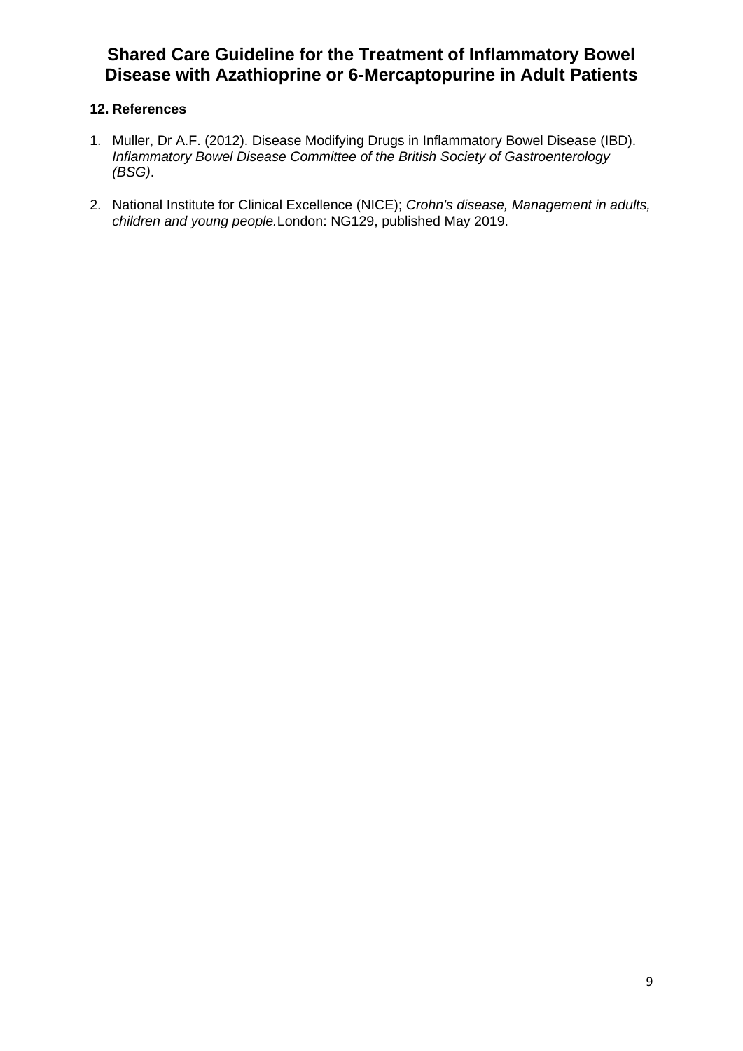## 12. References

1. Muller, Dr A.F. (2012). Disease Modifying Drugs in Inflammatory Bowel Disease (IBD). *Inflammatory Bowel Disease Committee of the British Society of Gastroenterology (BSG)*.

2. National Institute for Clinical Excellence (NICE); *Crohn's disease, Management in adults, children and young people.* London: NG129, published May 2019.